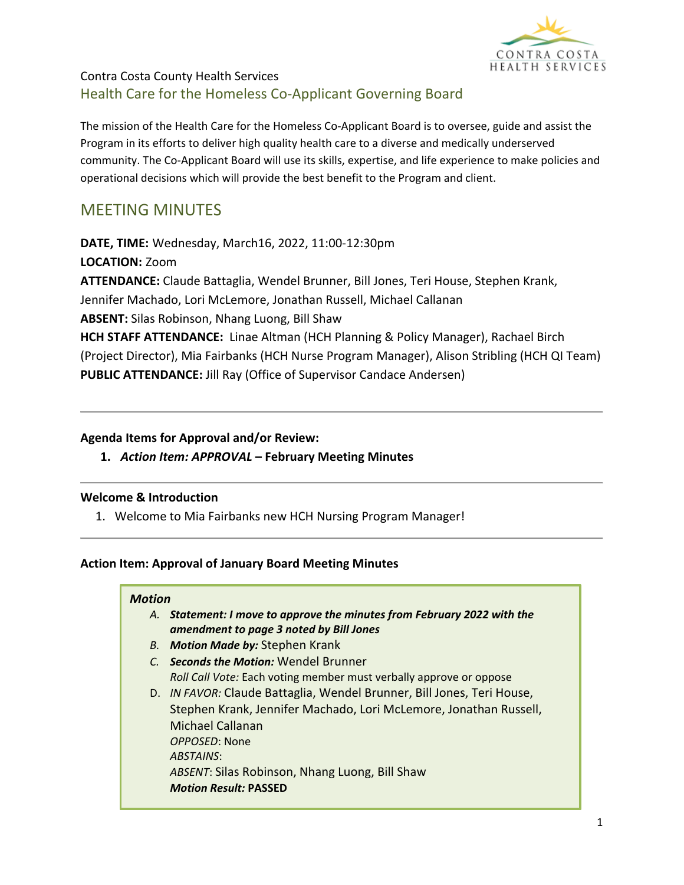Contra Costa County Health Services

## Health Care for the Homeless Co-Applicant Governing Board

The mission of the Health Care for the Homeless Co-Applicant Board is to oversee, guide and assist the Program in its efforts to deliver high quality health care to a diverse and medically underserved community. The Co-Applicant Board will use its skills, expertise, and life experience to make policies and operational decisions which will provide the best benefit to the Program and client.

# MEETING MINUTES

**DATE, TIME:** Wednesday, March16, 2022, 11:00-12:30pm
**LOCATION:** Zoom
**ATTENDANCE:** Claude Battaglia, Wendel Brunner, Bill Jones, Teri House, Stephen Krank, Jennifer Machado, Lori McLemore, Jonathan Russell, Michael Callanan
**ABSENT:** Silas Robinson, Nhang Luong, Bill Shaw
**HCH STAFF ATTENDANCE:** Linae Altman (HCH Planning & Policy Manager), Rachael Birch (Project Director), Mia Fairbanks (HCH Nurse Program Manager), Alison Stribling (HCH QI Team)
**PUBLIC ATTENDANCE:** Jill Ray (Office of Supervisor Candace Andersen)

---

**Agenda Items for Approval and/or Review:**

1. ***Action Item: APPROVAL* – February Meeting Minutes**

---

**Welcome & Introduction**

1. Welcome to Mia Fairbanks new HCH Nursing Program Manager!

---

**Action Item: Approval of January Board Meeting Minutes**

***Motion***

A. ***Statement: I move to approve the minutes from February 2022 with the amendment to page 3 noted by Bill Jones***
B. ***Motion Made by:*** Stephen Krank
C. ***Seconds the Motion:*** Wendel Brunner
*Roll Call Vote:* Each voting member must verbally approve or oppose
D. *IN FAVOR:* Claude Battaglia, Wendel Brunner, Bill Jones, Teri House, Stephen Krank, Jennifer Machado, Lori McLemore, Jonathan Russell, Michael Callanan
*OPPOSED*: None
*ABSTAINS*:
*ABSENT*: Silas Robinson, Nhang Luong, Bill Shaw
***Motion Result:*** **PASSED**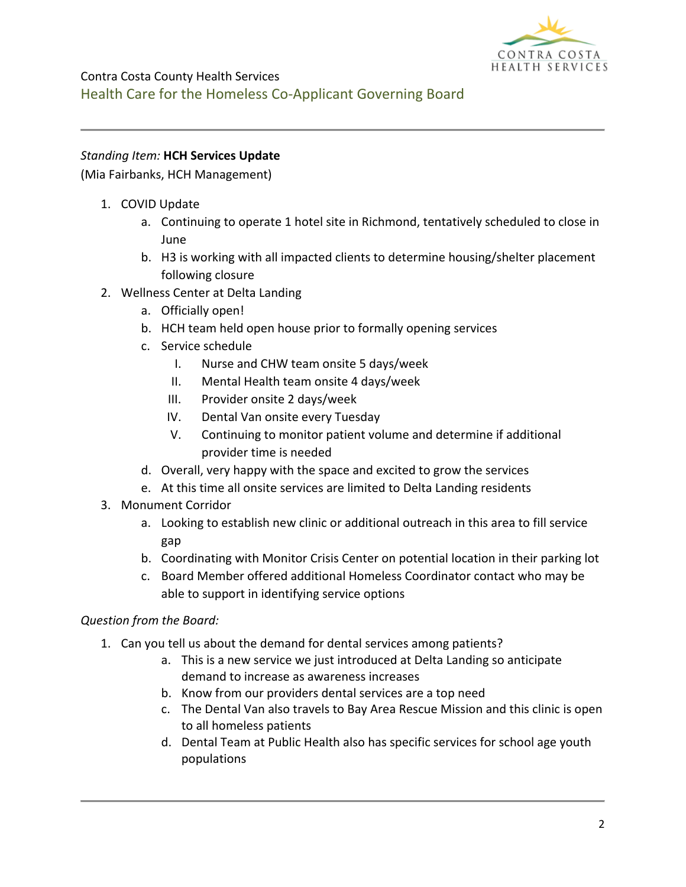Contra Costa County Health Services
Health Care for the Homeless Co-Applicant Governing Board

*Standing Item:* **HCH Services Update**
(Mia Fairbanks, HCH Management)

1. COVID Update
   a. Continuing to operate 1 hotel site in Richmond, tentatively scheduled to close in June
   b. H3 is working with all impacted clients to determine housing/shelter placement following closure
2. Wellness Center at Delta Landing
   a. Officially open!
   b. HCH team held open house prior to formally opening services
   c. Service schedule
      I. Nurse and CHW team onsite 5 days/week
      II. Mental Health team onsite 4 days/week
      III. Provider onsite 2 days/week
      IV. Dental Van onsite every Tuesday
      V. Continuing to monitor patient volume and determine if additional provider time is needed
   d. Overall, very happy with the space and excited to grow the services
   e. At this time all onsite services are limited to Delta Landing residents
3. Monument Corridor
   a. Looking to establish new clinic or additional outreach in this area to fill service gap
   b. Coordinating with Monitor Crisis Center on potential location in their parking lot
   c. Board Member offered additional Homeless Coordinator contact who may be able to support in identifying service options

*Question from the Board:*

1. Can you tell us about the demand for dental services among patients?
   a. This is a new service we just introduced at Delta Landing so anticipate demand to increase as awareness increases
   b. Know from our providers dental services are a top need
   c. The Dental Van also travels to Bay Area Rescue Mission and this clinic is open to all homeless patients
   d. Dental Team at Public Health also has specific services for school age youth populations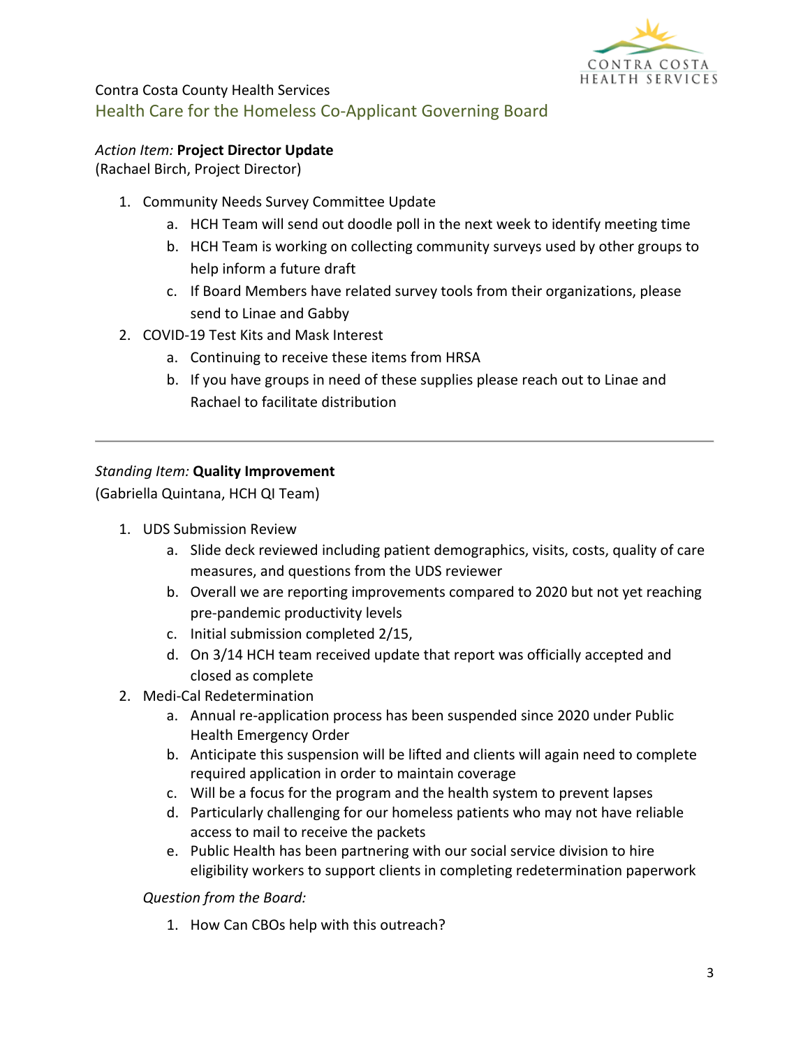Contra Costa County Health Services

## Health Care for the Homeless Co-Applicant Governing Board

*Action Item:* **Project Director Update**
(Rachael Birch, Project Director)

1. Community Needs Survey Committee Update
   a. HCH Team will send out doodle poll in the next week to identify meeting time
   b. HCH Team is working on collecting community surveys used by other groups to help inform a future draft
   c. If Board Members have related survey tools from their organizations, please send to Linae and Gabby
2. COVID-19 Test Kits and Mask Interest
   a. Continuing to receive these items from HRSA
   b. If you have groups in need of these supplies please reach out to Linae and Rachael to facilitate distribution

---

*Standing Item:* **Quality Improvement**
(Gabriella Quintana, HCH QI Team)

1. UDS Submission Review
   a. Slide deck reviewed including patient demographics, visits, costs, quality of care measures, and questions from the UDS reviewer
   b. Overall we are reporting improvements compared to 2020 but not yet reaching pre-pandemic productivity levels
   c. Initial submission completed 2/15,
   d. On 3/14 HCH team received update that report was officially accepted and closed as complete
2. Medi-Cal Redetermination
   a. Annual re-application process has been suspended since 2020 under Public Health Emergency Order
   b. Anticipate this suspension will be lifted and clients will again need to complete required application in order to maintain coverage
   c. Will be a focus for the program and the health system to prevent lapses
   d. Particularly challenging for our homeless patients who may not have reliable access to mail to receive the packets
   e. Public Health has been partnering with our social service division to hire eligibility workers to support clients in completing redetermination paperwork

*Question from the Board:*

1. How Can CBOs help with this outreach?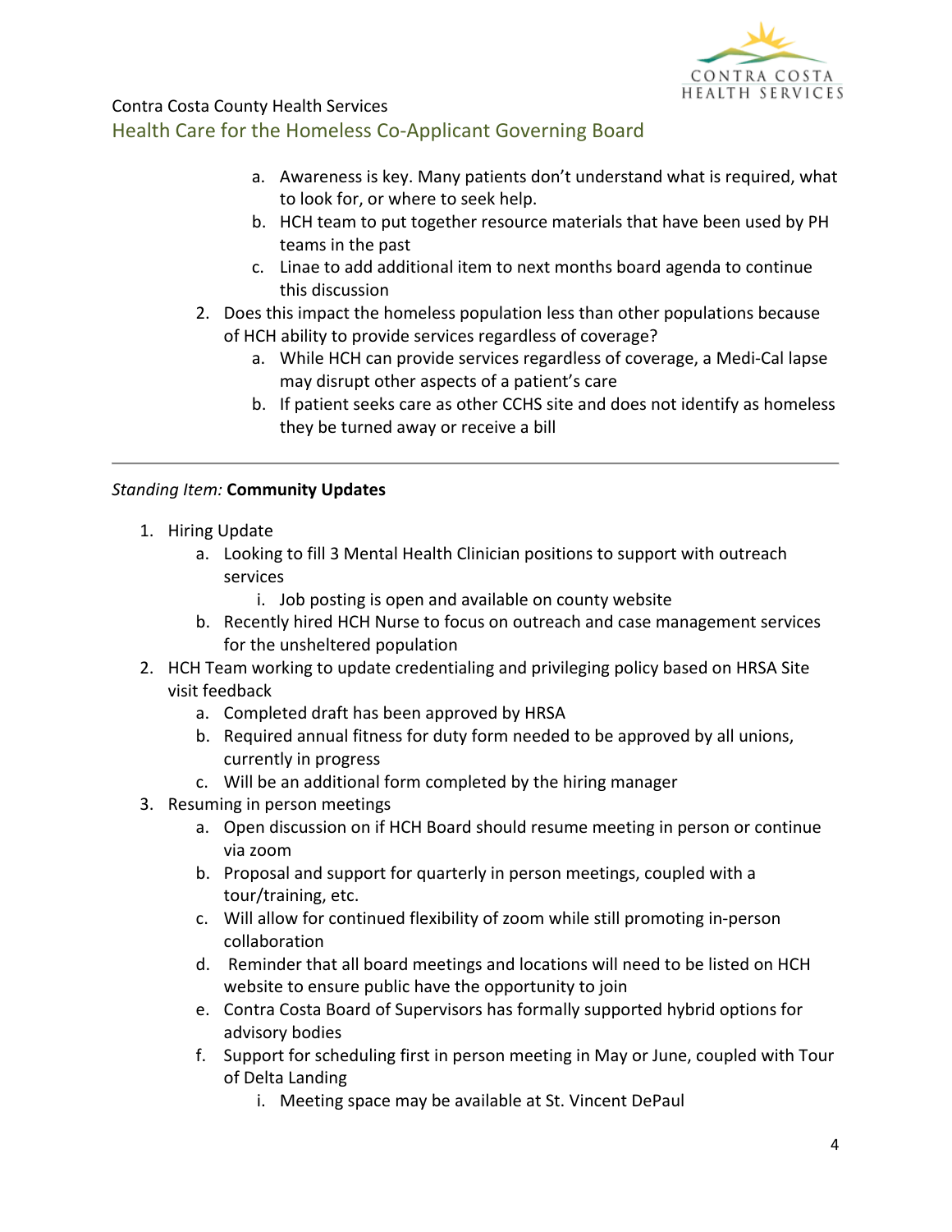a. Awareness is key. Many patients don't understand what is required, what to look for, or where to seek help.
   b. HCH team to put together resource materials that have been used by PH teams in the past
   c. Linae to add additional item to next months board agenda to continue this discussion
2. Does this impact the homeless population less than other populations because of HCH ability to provide services regardless of coverage?
   a. While HCH can provide services regardless of coverage, a Medi-Cal lapse may disrupt other aspects of a patient's care
   b. If patient seeks care as other CCHS site and does not identify as homeless they be turned away or receive a bill

---

*Standing Item:* **Community Updates**

1. Hiring Update
   a. Looking to fill 3 Mental Health Clinician positions to support with outreach services
      i. Job posting is open and available on county website
   b. Recently hired HCH Nurse to focus on outreach and case management services for the unsheltered population
2. HCH Team working to update credentialing and privileging policy based on HRSA Site visit feedback
   a. Completed draft has been approved by HRSA
   b. Required annual fitness for duty form needed to be approved by all unions, currently in progress
   c. Will be an additional form completed by the hiring manager
3. Resuming in person meetings
   a. Open discussion on if HCH Board should resume meeting in person or continue via zoom
   b. Proposal and support for quarterly in person meetings, coupled with a tour/training, etc.
   c. Will allow for continued flexibility of zoom while still promoting in-person collaboration
   d. Reminder that all board meetings and locations will need to be listed on HCH website to ensure public have the opportunity to join
   e. Contra Costa Board of Supervisors has formally supported hybrid options for advisory bodies
   f. Support for scheduling first in person meeting in May or June, coupled with Tour of Delta Landing
      i. Meeting space may be available at St. Vincent DePaul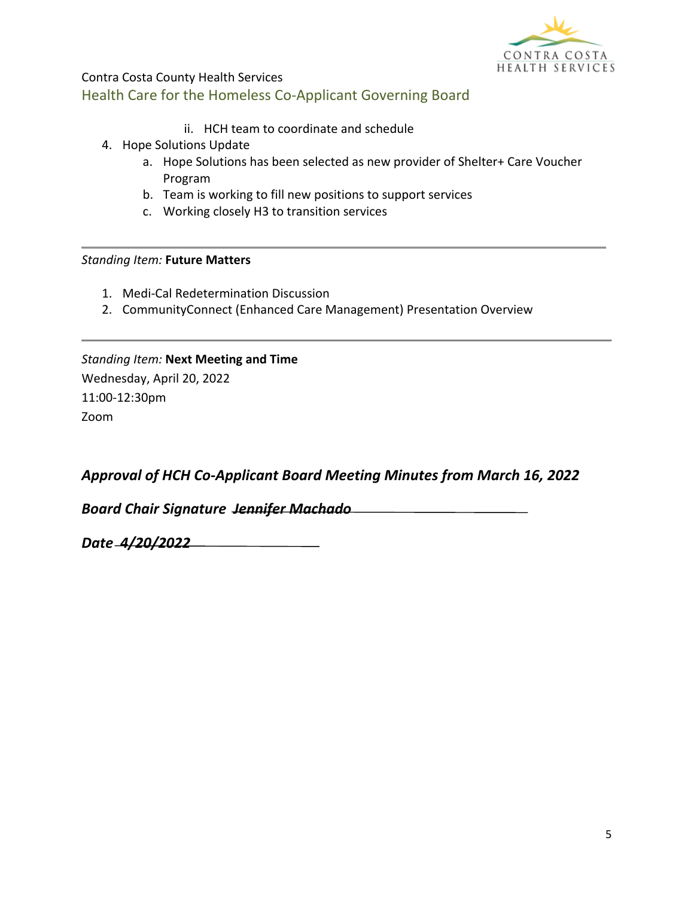ii. HCH team to coordinate and schedule

4. Hope Solutions Update
   a. Hope Solutions has been selected as new provider of Shelter+ Care Voucher Program
   b. Team is working to fill new positions to support services
   c. Working closely H3 to transition services

---

*Standing Item:* **Future Matters**

1. Medi-Cal Redetermination Discussion
2. CommunityConnect (Enhanced Care Management) Presentation Overview

---

*Standing Item:* **Next Meeting and Time**

Wednesday, April 20, 2022
11:00-12:30pm
Zoom

***Approval of HCH Co-Applicant Board Meeting Minutes from March 16, 2022***

***Board Chair Signature*** ***Jennifer Machado***

***Date*** ***4/20/2022***